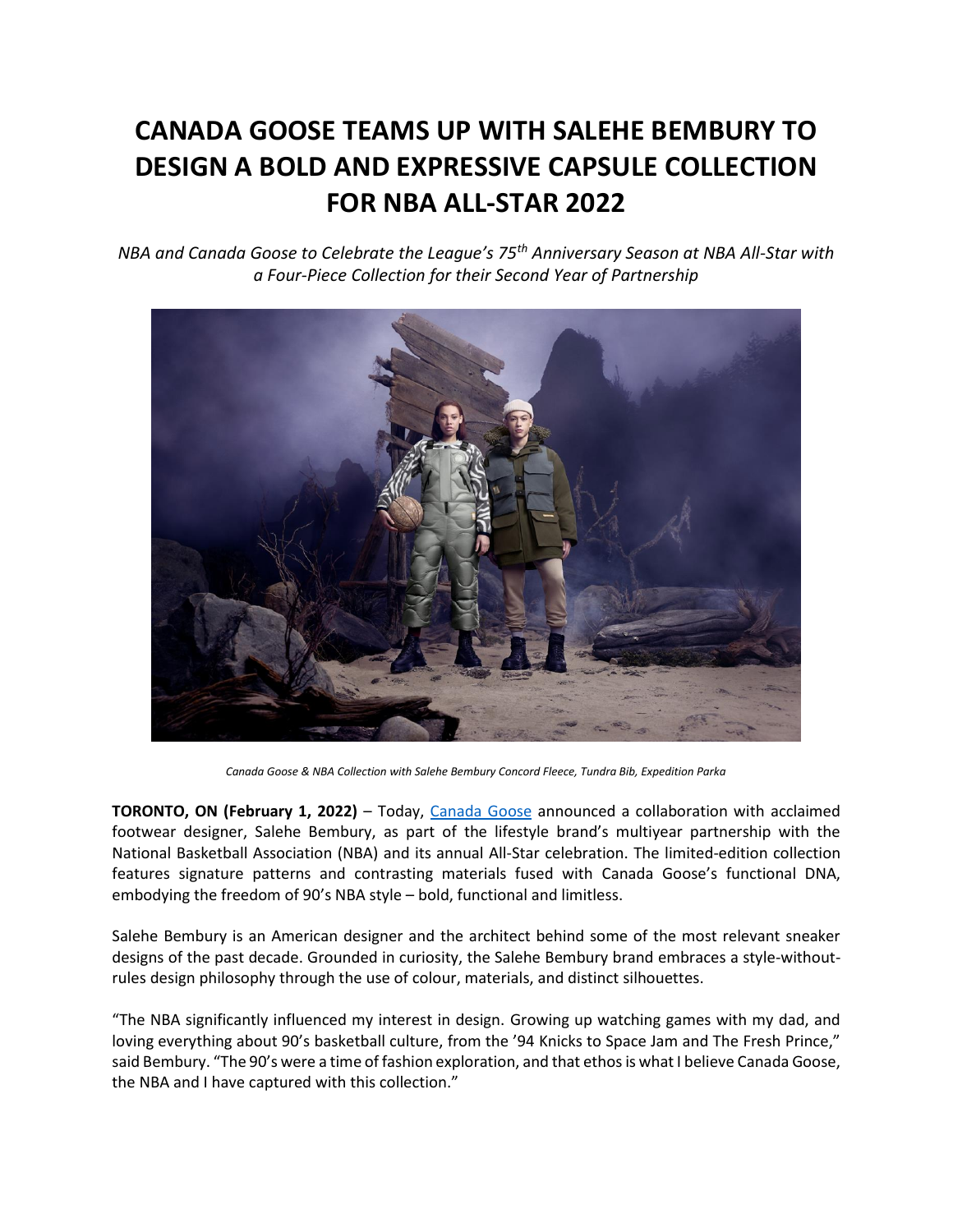# CANADA GOOSE TEAMS UP WITH SALEHE BEMBURY TO DESIGN A BOLD AND EXPRESSIVE CAPSULE COLLECTION FOR NBA ALL-STAR 2022

*NBA and Canada Goose to Celebrate the League's 75th Anniversary Season at NBA All-Star with a Four-Piece Collection for their Second Year of Partnership*

*Canada Goose & NBA Collection with Salehe Bembury Concord Fleece, Tundra Bib, Expedition Parka*

**TORONTO, ON (February 1, 2022)** – Today, [Canada Goose](https://www.canadagoose.com) announced a collaboration with acclaimed footwear designer, Salehe Bembury, as part of the lifestyle brand's multiyear partnership with the National Basketball Association (NBA) and its annual All-Star celebration. The limited-edition collection features signature patterns and contrasting materials fused with Canada Goose's functional DNA, embodying the freedom of 90's NBA style – bold, functional and limitless.

Salehe Bembury is an American designer and the architect behind some of the most relevant sneaker designs of the past decade. Grounded in curiosity, the Salehe Bembury brand embraces a style-without-rules design philosophy through the use of colour, materials, and distinct silhouettes.

"The NBA significantly influenced my interest in design. Growing up watching games with my dad, and loving everything about 90's basketball culture, from the '94 Knicks to Space Jam and The Fresh Prince," said Bembury. "The 90's were a time of fashion exploration, and that ethos is what I believe Canada Goose, the NBA and I have captured with this collection."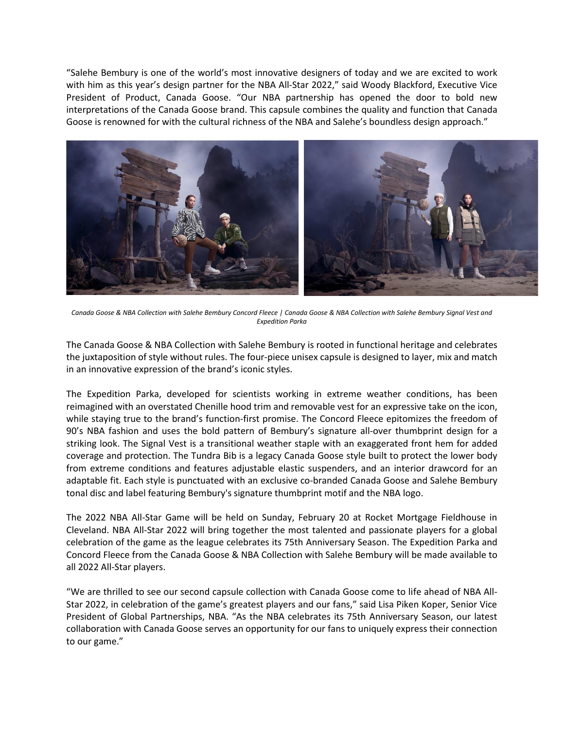"Salehe Bembury is one of the world's most innovative designers of today and we are excited to work with him as this year's design partner for the NBA All-Star 2022," said Woody Blackford, Executive Vice President of Product, Canada Goose. "Our NBA partnership has opened the door to bold new interpretations of the Canada Goose brand. This capsule combines the quality and function that Canada Goose is renowned for with the cultural richness of the NBA and Salehe's boundless design approach."

*Canada Goose & NBA Collection with Salehe Bembury Concord Fleece | Canada Goose & NBA Collection with Salehe Bembury Signal Vest and Expedition Parka*

The Canada Goose & NBA Collection with Salehe Bembury is rooted in functional heritage and celebrates the juxtaposition of style without rules. The four-piece unisex capsule is designed to layer, mix and match in an innovative expression of the brand's iconic styles.

The Expedition Parka, developed for scientists working in extreme weather conditions, has been reimagined with an overstated Chenille hood trim and removable vest for an expressive take on the icon, while staying true to the brand's function-first promise. The Concord Fleece epitomizes the freedom of 90's NBA fashion and uses the bold pattern of Bembury's signature all-over thumbprint design for a striking look. The Signal Vest is a transitional weather staple with an exaggerated front hem for added coverage and protection. The Tundra Bib is a legacy Canada Goose style built to protect the lower body from extreme conditions and features adjustable elastic suspenders, and an interior drawcord for an adaptable fit. Each style is punctuated with an exclusive co-branded Canada Goose and Salehe Bembury tonal disc and label featuring Bembury's signature thumbprint motif and the NBA logo.

The 2022 NBA All-Star Game will be held on Sunday, February 20 at Rocket Mortgage Fieldhouse in Cleveland. NBA All-Star 2022 will bring together the most talented and passionate players for a global celebration of the game as the league celebrates its 75th Anniversary Season. The Expedition Parka and Concord Fleece from the Canada Goose & NBA Collection with Salehe Bembury will be made available to all 2022 All-Star players.

"We are thrilled to see our second capsule collection with Canada Goose come to life ahead of NBA All-Star 2022, in celebration of the game's greatest players and our fans," said Lisa Piken Koper, Senior Vice President of Global Partnerships, NBA. "As the NBA celebrates its 75th Anniversary Season, our latest collaboration with Canada Goose serves an opportunity for our fans to uniquely express their connection to our game."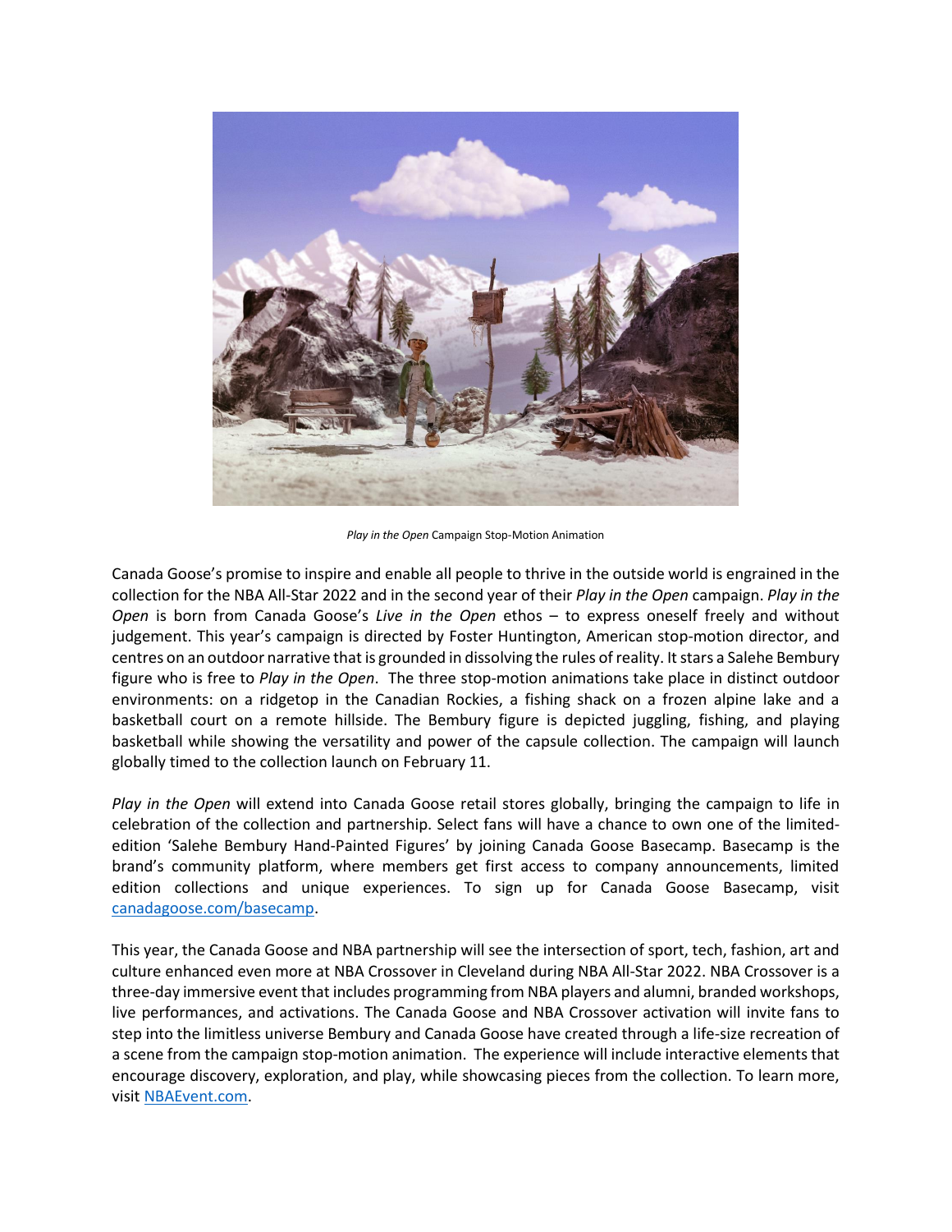*Play in the Open* Campaign Stop-Motion Animation

Canada Goose's promise to inspire and enable all people to thrive in the outside world is engrained in the collection for the NBA All-Star 2022 and in the second year of their *Play in the Open* campaign. *Play in the Open* is born from Canada Goose's *Live in the Open* ethos – to express oneself freely and without judgement. This year's campaign is directed by Foster Huntington, American stop-motion director, and centres on an outdoor narrative that is grounded in dissolving the rules of reality. It stars a Salehe Bembury figure who is free to *Play in the Open*. The three stop-motion animations take place in distinct outdoor environments: on a ridgetop in the Canadian Rockies, a fishing shack on a frozen alpine lake and a basketball court on a remote hillside. The Bembury figure is depicted juggling, fishing, and playing basketball while showing the versatility and power of the capsule collection. The campaign will launch globally timed to the collection launch on February 11.

*Play in the Open* will extend into Canada Goose retail stores globally, bringing the campaign to life in celebration of the collection and partnership. Select fans will have a chance to own one of the limited-edition 'Salehe Bembury Hand-Painted Figures' by joining Canada Goose Basecamp. Basecamp is the brand's community platform, where members get first access to company announcements, limited edition collections and unique experiences. To sign up for Canada Goose Basecamp, visit [canadagoose.com/basecamp](canadagoose.com/basecamp).

This year, the Canada Goose and NBA partnership will see the intersection of sport, tech, fashion, art and culture enhanced even more at NBA Crossover in Cleveland during NBA All-Star 2022. NBA Crossover is a three-day immersive event that includes programming from NBA players and alumni, branded workshops, live performances, and activations. The Canada Goose and NBA Crossover activation will invite fans to step into the limitless universe Bembury and Canada Goose have created through a life-size recreation of a scene from the campaign stop-motion animation. The experience will include interactive elements that encourage discovery, exploration, and play, while showcasing pieces from the collection. To learn more, visit [NBAEvent.com](NBAEvent.com).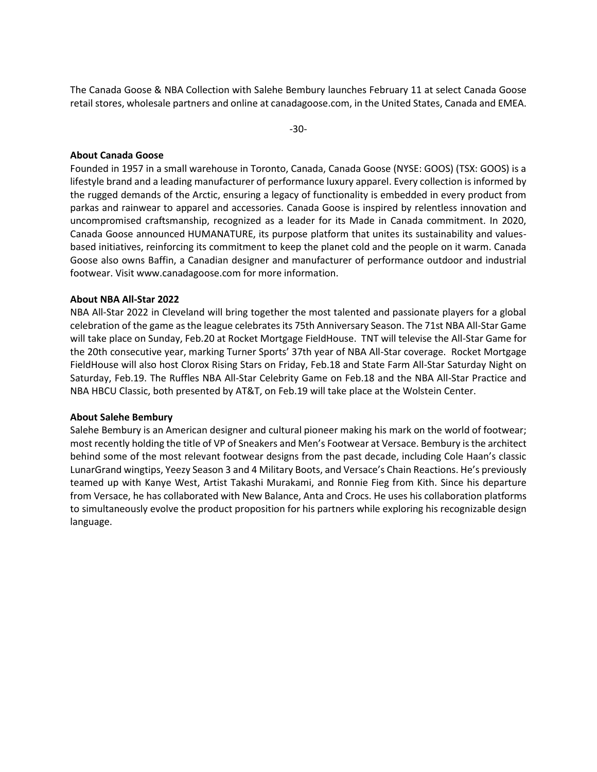The Canada Goose & NBA Collection with Salehe Bembury launches February 11 at select Canada Goose retail stores, wholesale partners and online at canadagoose.com, in the United States, Canada and EMEA.

-30-

**About Canada Goose**

Founded in 1957 in a small warehouse in Toronto, Canada, Canada Goose (NYSE: GOOS) (TSX: GOOS) is a lifestyle brand and a leading manufacturer of performance luxury apparel. Every collection is informed by the rugged demands of the Arctic, ensuring a legacy of functionality is embedded in every product from parkas and rainwear to apparel and accessories. Canada Goose is inspired by relentless innovation and uncompromised craftsmanship, recognized as a leader for its Made in Canada commitment. In 2020, Canada Goose announced HUMANATURE, its purpose platform that unites its sustainability and values-based initiatives, reinforcing its commitment to keep the planet cold and the people on it warm. Canada Goose also owns Baffin, a Canadian designer and manufacturer of performance outdoor and industrial footwear. Visit www.canadagoose.com for more information.

**About NBA All-Star 2022**

NBA All-Star 2022 in Cleveland will bring together the most talented and passionate players for a global celebration of the game as the league celebrates its 75th Anniversary Season. The 71st NBA All-Star Game will take place on Sunday, Feb.20 at Rocket Mortgage FieldHouse. TNT will televise the All-Star Game for the 20th consecutive year, marking Turner Sports' 37th year of NBA All-Star coverage. Rocket Mortgage FieldHouse will also host Clorox Rising Stars on Friday, Feb.18 and State Farm All-Star Saturday Night on Saturday, Feb.19. The Ruffles NBA All-Star Celebrity Game on Feb.18 and the NBA All-Star Practice and NBA HBCU Classic, both presented by AT&T, on Feb.19 will take place at the Wolstein Center.

**About Salehe Bembury**

Salehe Bembury is an American designer and cultural pioneer making his mark on the world of footwear; most recently holding the title of VP of Sneakers and Men's Footwear at Versace. Bembury is the architect behind some of the most relevant footwear designs from the past decade, including Cole Haan's classic LunarGrand wingtips, Yeezy Season 3 and 4 Military Boots, and Versace's Chain Reactions. He's previously teamed up with Kanye West, Artist Takashi Murakami, and Ronnie Fieg from Kith. Since his departure from Versace, he has collaborated with New Balance, Anta and Crocs. He uses his collaboration platforms to simultaneously evolve the product proposition for his partners while exploring his recognizable design language.